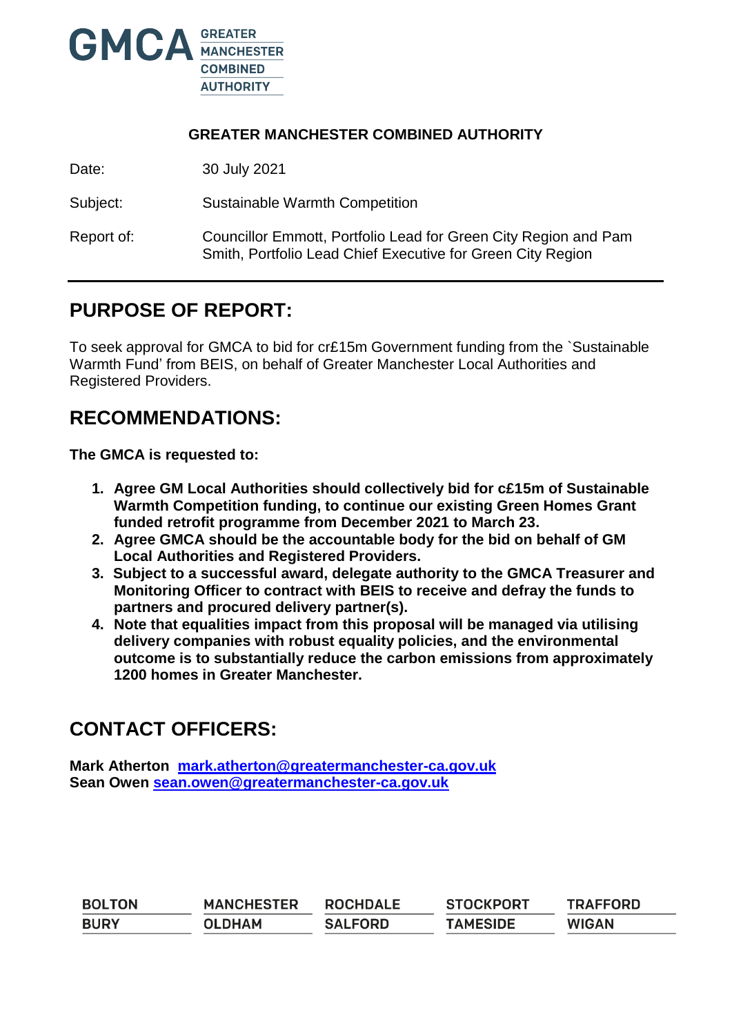GMCA GREATER MANCHESTER COMBINED AUTHORITY

**GREATER MANCHESTER COMBINED AUTHORITY**

| | |
|---|---|
| Date: | 30 July 2021 |
| Subject: | Sustainable Warmth Competition |
| Report of: | Councillor Emmott, Portfolio Lead for Green City Region and Pam Smith, Portfolio Lead Chief Executive for Green City Region |

## PURPOSE OF REPORT:

To seek approval for GMCA to bid for cr£15m Government funding from the `Sustainable Warmth Fund' from BEIS, on behalf of Greater Manchester Local Authorities and Registered Providers.

## RECOMMENDATIONS:

**The GMCA is requested to:**

1. **Agree GM Local Authorities should collectively bid for c£15m of Sustainable Warmth Competition funding, to continue our existing Green Homes Grant funded retrofit programme from December 2021 to March 23.**
2. **Agree GMCA should be the accountable body for the bid on behalf of GM Local Authorities and Registered Providers.**
3. **Subject to a successful award, delegate authority to the GMCA Treasurer and Monitoring Officer to contract with BEIS to receive and defray the funds to partners and procured delivery partner(s).**
4. **Note that equalities impact from this proposal will be managed via utilising delivery companies with robust equality policies, and the environmental outcome is to substantially reduce the carbon emissions from approximately 1200 homes in Greater Manchester.**

## CONTACT OFFICERS:

**Mark Atherton** **mark.atherton@greatermanchester-ca.gov.uk**
**Sean Owen** **sean.owen@greatermanchester-ca.gov.uk**

BOLTON MANCHESTER ROCHDALE STOCKPORT TRAFFORD
BURY OLDHAM SALFORD TAMESIDE WIGAN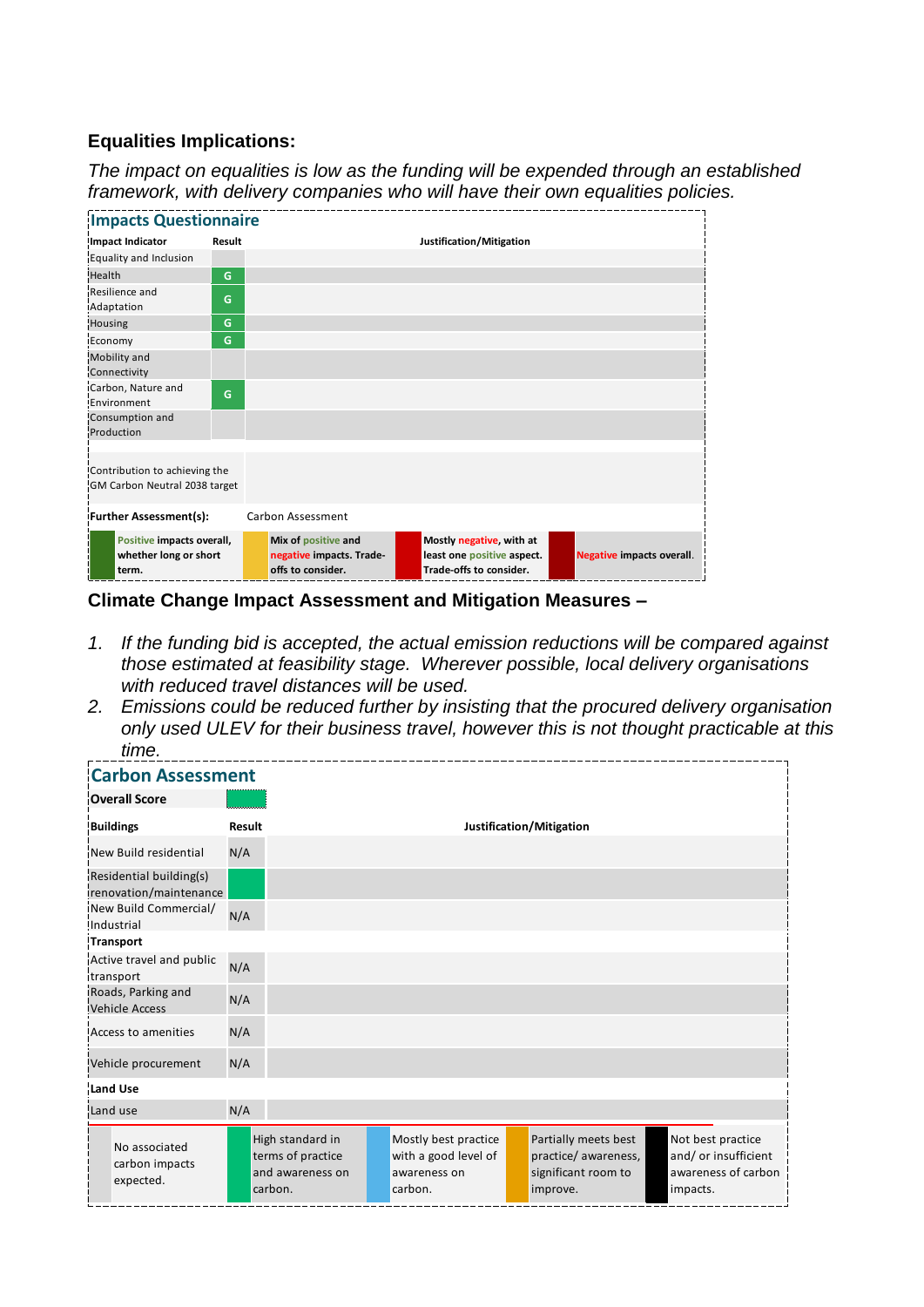## Equalities Implications:

*The impact on equalities is low as the funding will be expended through an established framework, with delivery companies who will have their own equalities policies.*

### Impacts Questionnaire

| Impact Indicator | Result | Justification/Mitigation |
|---|---|---|
| Equality and Inclusion | | |
| Health | G | |
| Resilience and Adaptation | G | |
| Housing | G | |
| Economy | G | |
| Mobility and Connectivity | | |
| Carbon, Nature and Environment | G | |
| Consumption and Production | | |
| | | |
| Contribution to achieving the GM Carbon Neutral 2038 target | | |
| **Further Assessment(s):** | Carbon Assessment | |

| | | | | | | | |
|---|---|---|---|---|---|---|---|
| | Positive impacts overall, whether long or short term. | | Mix of positive and negative impacts. Trade-offs to consider. | | Mostly negative, with at least one positive aspect. Trade-offs to consider. | | Negative impacts overall. |

## Climate Change Impact Assessment and Mitigation Measures –

1. *If the funding bid is accepted, the actual emission reductions will be compared against those estimated at feasibility stage. Wherever possible, local delivery organisations with reduced travel distances will be used.*
2. *Emissions could be reduced further by insisting that the procured delivery organisation only used ULEV for their business travel, however this is not thought practicable at this time.*

### Carbon Assessment

**Overall Score**

| **Buildings** | **Result** | **Justification/Mitigation** |
|---|---|---|
| New Build residential | N/A | |
| Residential building(s) renovation/maintenance | | |
| New Build Commercial/ Industrial | N/A | |
| **Transport** | | |
| Active travel and public transport | N/A | |
| Roads, Parking and Vehicle Access | N/A | |
| Access to amenities | N/A | |
| Vehicle procurement | N/A | |
| **Land Use** | | |
| Land use | N/A | |

| | | | | | | | | | |
|---|---|---|---|---|---|---|---|---|---|
| | No associated carbon impacts expected. | | High standard in terms of practice and awareness on carbon. | | Mostly best practice with a good level of awareness on carbon. | | Partially meets best practice/ awareness, significant room to improve. | | Not best practice and/ or insufficient awareness of carbon impacts. |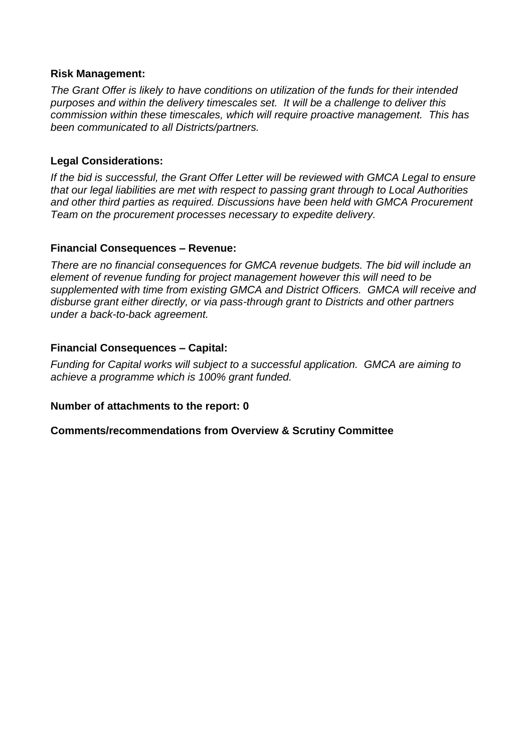**Risk Management:**

*The Grant Offer is likely to have conditions on utilization of the funds for their intended purposes and within the delivery timescales set. It will be a challenge to deliver this commission within these timescales, which will require proactive management. This has been communicated to all Districts/partners.*

**Legal Considerations:**

*If the bid is successful, the Grant Offer Letter will be reviewed with GMCA Legal to ensure that our legal liabilities are met with respect to passing grant through to Local Authorities and other third parties as required. Discussions have been held with GMCA Procurement Team on the procurement processes necessary to expedite delivery.*

**Financial Consequences – Revenue:**

*There are no financial consequences for GMCA revenue budgets. The bid will include an element of revenue funding for project management however this will need to be supplemented with time from existing GMCA and District Officers. GMCA will receive and disburse grant either directly, or via pass-through grant to Districts and other partners under a back-to-back agreement.*

**Financial Consequences – Capital:**

*Funding for Capital works will subject to a successful application. GMCA are aiming to achieve a programme which is 100% grant funded.*

**Number of attachments to the report: 0**

**Comments/recommendations from Overview & Scrutiny Committee**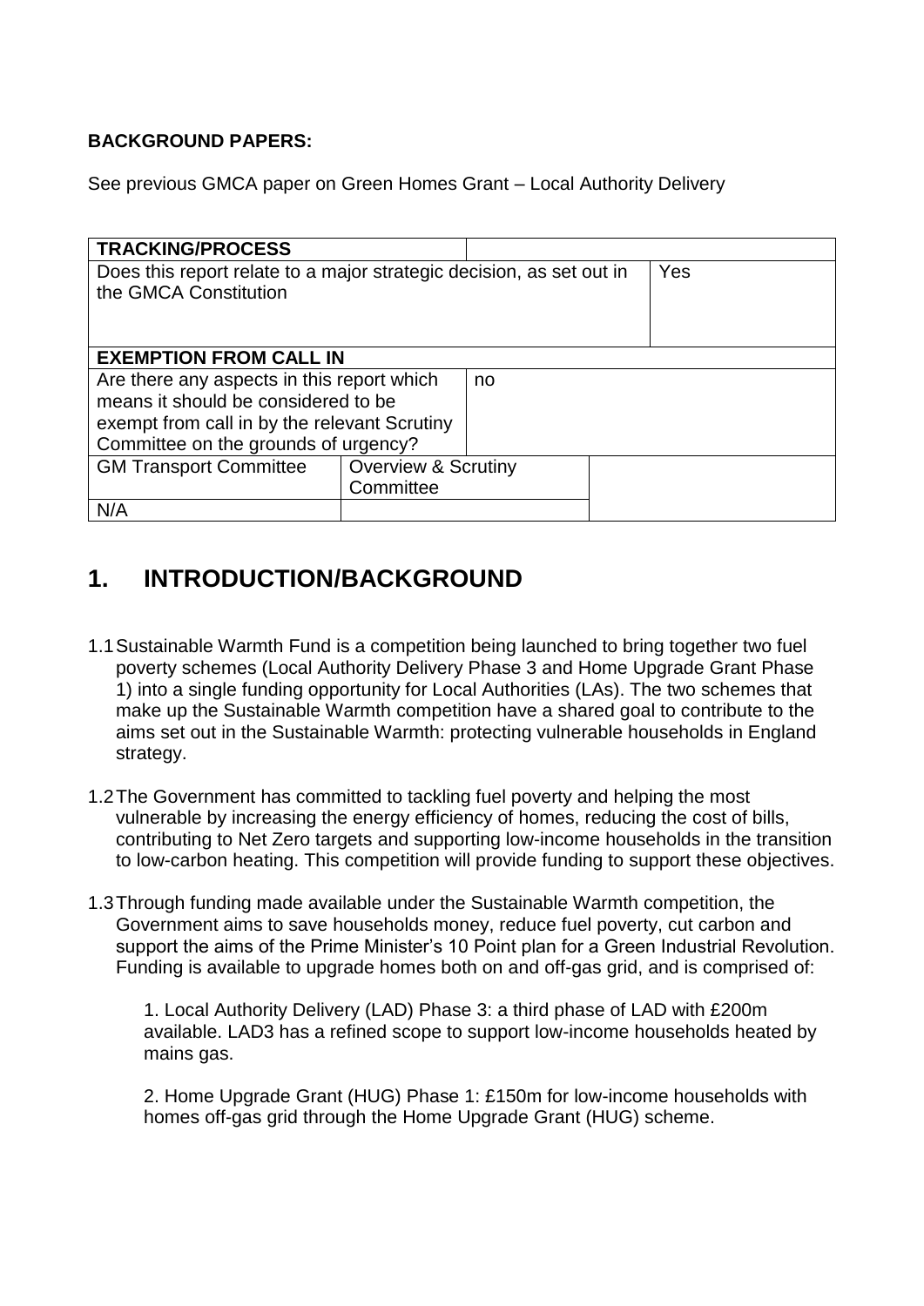**BACKGROUND PAPERS:**

See previous GMCA paper on Green Homes Grant – Local Authority Delivery

| **TRACKING/PROCESS** | | | |
|---|---|---|---|
| Does this report relate to a major strategic decision, as set out in the GMCA Constitution | | | Yes |
| **EXEMPTION FROM CALL IN** | | | |
| Are there any aspects in this report which means it should be considered to be exempt from call in by the relevant Scrutiny Committee on the grounds of urgency? | | no | |
| GM Transport Committee | Overview & Scrutiny Committee | | |
| N/A | | | |

## 1. INTRODUCTION/BACKGROUND

1.1 Sustainable Warmth Fund is a competition being launched to bring together two fuel poverty schemes (Local Authority Delivery Phase 3 and Home Upgrade Grant Phase 1) into a single funding opportunity for Local Authorities (LAs). The two schemes that make up the Sustainable Warmth competition have a shared goal to contribute to the aims set out in the Sustainable Warmth: protecting vulnerable households in England strategy.

1.2 The Government has committed to tackling fuel poverty and helping the most vulnerable by increasing the energy efficiency of homes, reducing the cost of bills, contributing to Net Zero targets and supporting low-income households in the transition to low-carbon heating. This competition will provide funding to support these objectives.

1.3 Through funding made available under the Sustainable Warmth competition, the Government aims to save households money, reduce fuel poverty, cut carbon and support the aims of the Prime Minister's 10 Point plan for a Green Industrial Revolution. Funding is available to upgrade homes both on and off-gas grid, and is comprised of:

1. Local Authority Delivery (LAD) Phase 3: a third phase of LAD with £200m available. LAD3 has a refined scope to support low-income households heated by mains gas.

2. Home Upgrade Grant (HUG) Phase 1: £150m for low-income households with homes off-gas grid through the Home Upgrade Grant (HUG) scheme.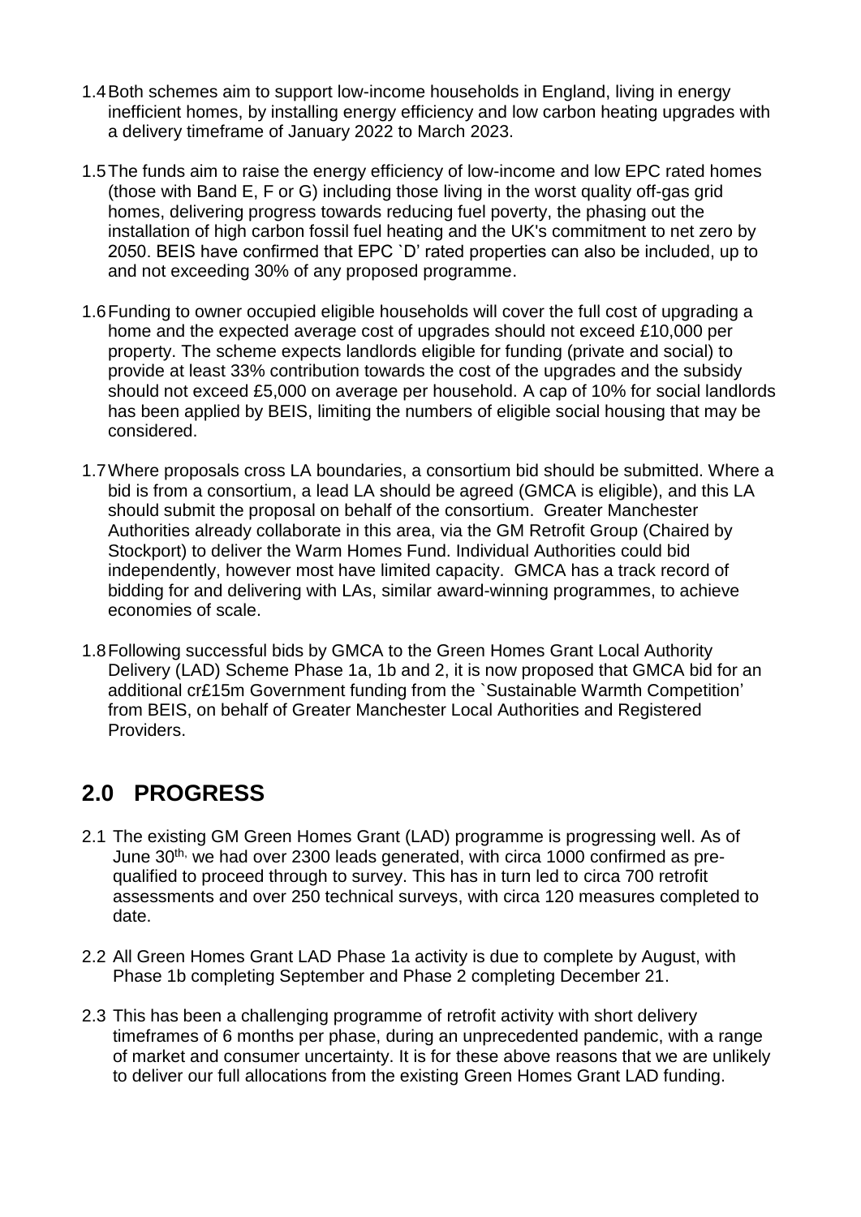1.4 Both schemes aim to support low-income households in England, living in energy inefficient homes, by installing energy efficiency and low carbon heating upgrades with a delivery timeframe of January 2022 to March 2023.

1.5 The funds aim to raise the energy efficiency of low-income and low EPC rated homes (those with Band E, F or G) including those living in the worst quality off-gas grid homes, delivering progress towards reducing fuel poverty, the phasing out the installation of high carbon fossil fuel heating and the UK's commitment to net zero by 2050. BEIS have confirmed that EPC `D' rated properties can also be included, up to and not exceeding 30% of any proposed programme.

1.6 Funding to owner occupied eligible households will cover the full cost of upgrading a home and the expected average cost of upgrades should not exceed £10,000 per property. The scheme expects landlords eligible for funding (private and social) to provide at least 33% contribution towards the cost of the upgrades and the subsidy should not exceed £5,000 on average per household. A cap of 10% for social landlords has been applied by BEIS, limiting the numbers of eligible social housing that may be considered.

1.7 Where proposals cross LA boundaries, a consortium bid should be submitted. Where a bid is from a consortium, a lead LA should be agreed (GMCA is eligible), and this LA should submit the proposal on behalf of the consortium. Greater Manchester Authorities already collaborate in this area, via the GM Retrofit Group (Chaired by Stockport) to deliver the Warm Homes Fund. Individual Authorities could bid independently, however most have limited capacity. GMCA has a track record of bidding for and delivering with LAs, similar award-winning programmes, to achieve economies of scale.

1.8 Following successful bids by GMCA to the Green Homes Grant Local Authority Delivery (LAD) Scheme Phase 1a, 1b and 2, it is now proposed that GMCA bid for an additional cr£15m Government funding from the `Sustainable Warmth Competition' from BEIS, on behalf of Greater Manchester Local Authorities and Registered Providers.

## 2.0 PROGRESS

2.1 The existing GM Green Homes Grant (LAD) programme is progressing well. As of June 30th, we had over 2300 leads generated, with circa 1000 confirmed as pre-qualified to proceed through to survey. This has in turn led to circa 700 retrofit assessments and over 250 technical surveys, with circa 120 measures completed to date.

2.2 All Green Homes Grant LAD Phase 1a activity is due to complete by August, with Phase 1b completing September and Phase 2 completing December 21.

2.3 This has been a challenging programme of retrofit activity with short delivery timeframes of 6 months per phase, during an unprecedented pandemic, with a range of market and consumer uncertainty. It is for these above reasons that we are unlikely to deliver our full allocations from the existing Green Homes Grant LAD funding.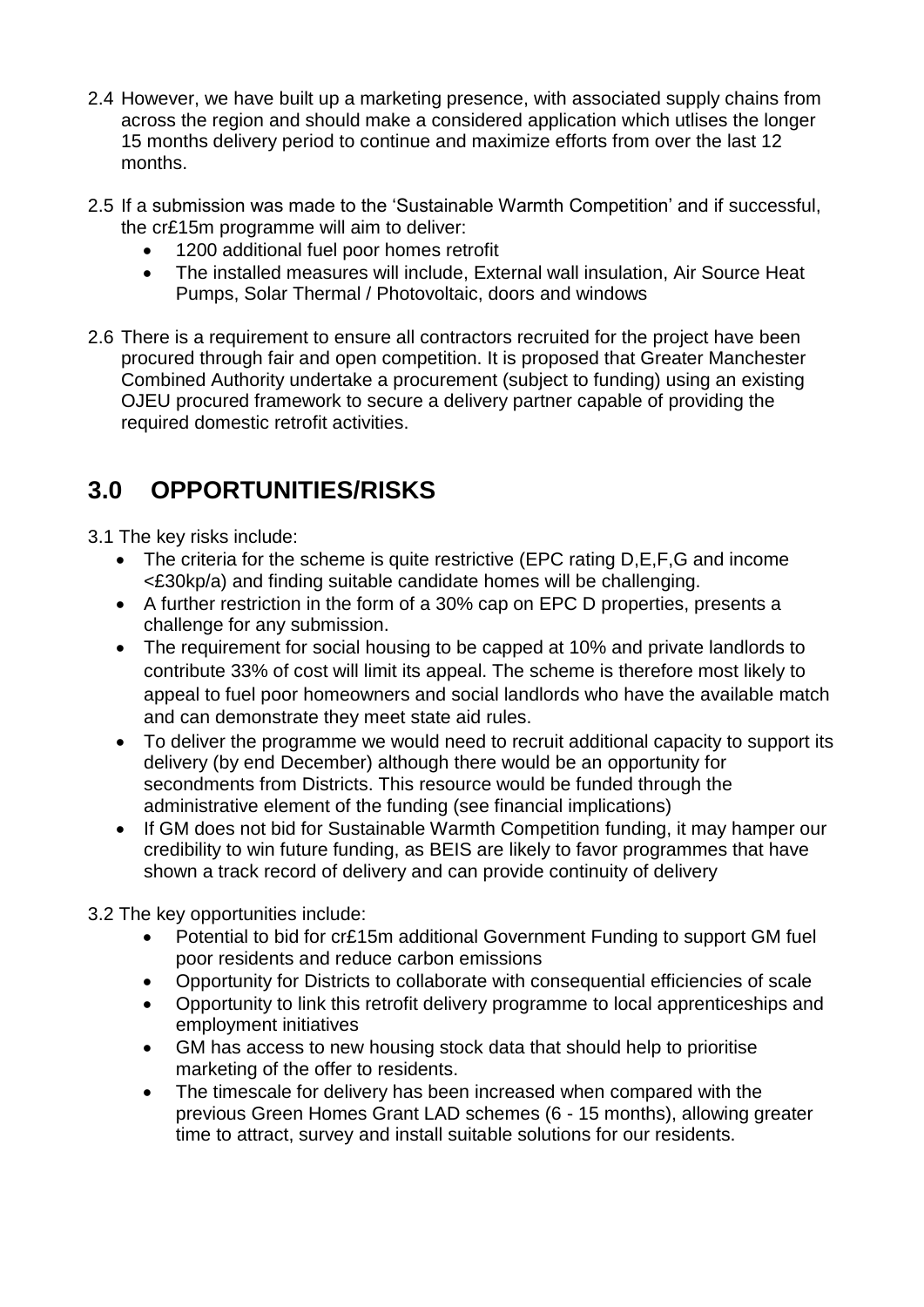2.4 However, we have built up a marketing presence, with associated supply chains from across the region and should make a considered application which utlises the longer 15 months delivery period to continue and maximize efforts from over the last 12 months.

2.5 If a submission was made to the 'Sustainable Warmth Competition' and if successful, the cr£15m programme will aim to deliver:

- 1200 additional fuel poor homes retrofit
- The installed measures will include, External wall insulation, Air Source Heat Pumps, Solar Thermal / Photovoltaic, doors and windows

2.6 There is a requirement to ensure all contractors recruited for the project have been procured through fair and open competition. It is proposed that Greater Manchester Combined Authority undertake a procurement (subject to funding) using an existing OJEU procured framework to secure a delivery partner capable of providing the required domestic retrofit activities.

## 3.0 OPPORTUNITIES/RISKS

3.1 The key risks include:

- The criteria for the scheme is quite restrictive (EPC rating D,E,F,G and income <£30kp/a) and finding suitable candidate homes will be challenging.
- A further restriction in the form of a 30% cap on EPC D properties, presents a challenge for any submission.
- The requirement for social housing to be capped at 10% and private landlords to contribute 33% of cost will limit its appeal. The scheme is therefore most likely to appeal to fuel poor homeowners and social landlords who have the available match and can demonstrate they meet state aid rules.
- To deliver the programme we would need to recruit additional capacity to support its delivery (by end December) although there would be an opportunity for secondments from Districts. This resource would be funded through the administrative element of the funding (see financial implications)
- If GM does not bid for Sustainable Warmth Competition funding, it may hamper our credibility to win future funding, as BEIS are likely to favor programmes that have shown a track record of delivery and can provide continuity of delivery

3.2 The key opportunities include:

- Potential to bid for cr£15m additional Government Funding to support GM fuel poor residents and reduce carbon emissions
- Opportunity for Districts to collaborate with consequential efficiencies of scale
- Opportunity to link this retrofit delivery programme to local apprenticeships and employment initiatives
- GM has access to new housing stock data that should help to prioritise marketing of the offer to residents.
- The timescale for delivery has been increased when compared with the previous Green Homes Grant LAD schemes (6 - 15 months), allowing greater time to attract, survey and install suitable solutions for our residents.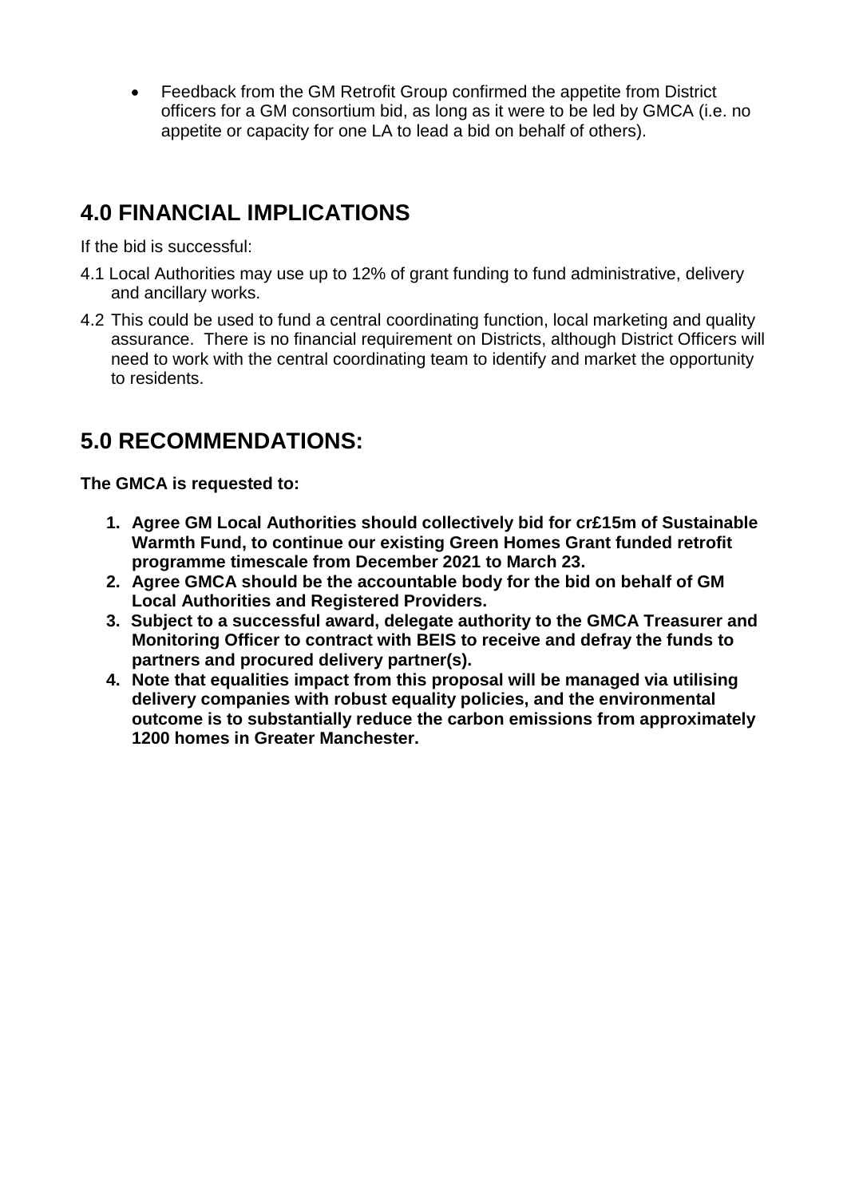- Feedback from the GM Retrofit Group confirmed the appetite from District officers for a GM consortium bid, as long as it were to be led by GMCA (i.e. no appetite or capacity for one LA to lead a bid on behalf of others).

## 4.0 FINANCIAL IMPLICATIONS

If the bid is successful:

4.1 Local Authorities may use up to 12% of grant funding to fund administrative, delivery and ancillary works.

4.2 This could be used to fund a central coordinating function, local marketing and quality assurance. There is no financial requirement on Districts, although District Officers will need to work with the central coordinating team to identify and market the opportunity to residents.

## 5.0 RECOMMENDATIONS:

**The GMCA is requested to:**

1. **Agree GM Local Authorities should collectively bid for cr£15m of Sustainable Warmth Fund, to continue our existing Green Homes Grant funded retrofit programme timescale from December 2021 to March 23.**
2. **Agree GMCA should be the accountable body for the bid on behalf of GM Local Authorities and Registered Providers.**
3. **Subject to a successful award, delegate authority to the GMCA Treasurer and Monitoring Officer to contract with BEIS to receive and defray the funds to partners and procured delivery partner(s).**
4. **Note that equalities impact from this proposal will be managed via utilising delivery companies with robust equality policies, and the environmental outcome is to substantially reduce the carbon emissions from approximately 1200 homes in Greater Manchester.**